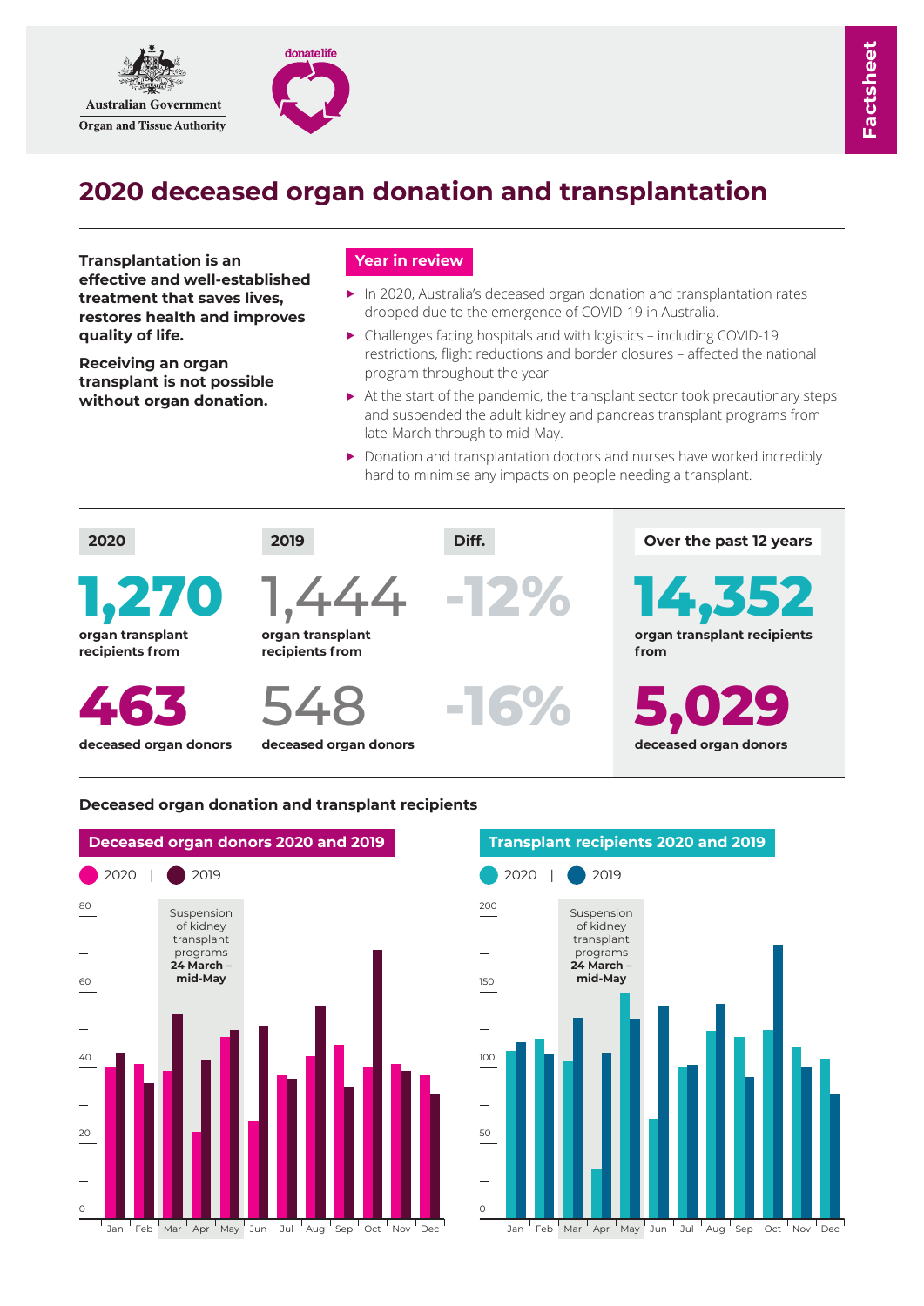Australian Government
Organ and Tissue Authority

donatelife

Factsheet

# 2020 deceased organ donation and transplantation

**Transplantation is an effective and well-established treatment that saves lives, restores health and improves quality of life.**

**Receiving an organ transplant is not possible without organ donation.**

## Year in review

- In 2020, Australia's deceased organ donation and transplantation rates dropped due to the emergence of COVID-19 in Australia.
- Challenges facing hospitals and with logistics – including COVID-19 restrictions, flight reductions and border closures – affected the national program throughout the year
- At the start of the pandemic, the transplant sector took precautionary steps and suspended the adult kidney and pancreas transplant programs from late-March through to mid-May.
- Donation and transplantation doctors and nurses have worked incredibly hard to minimise any impacts on people needing a transplant.

| 2020 | 2019 | Diff. | Over the past 12 years |
|---|---|---|---|
| **1,270** organ transplant recipients from | 1,444 organ transplant recipients from | -12% | **14,352** organ transplant recipients from |
| **463** deceased organ donors | 548 deceased organ donors | -16% | **5,029** deceased organ donors |

**Deceased organ donation and transplant recipients**

**Deceased organ donors 2020 and 2019**

2020 | 2019

Suspension of kidney transplant programs **24 March – mid-May**

**Transplant recipients 2020 and 2019**

2020 | 2019

Suspension of kidney transplant programs **24 March – mid-May**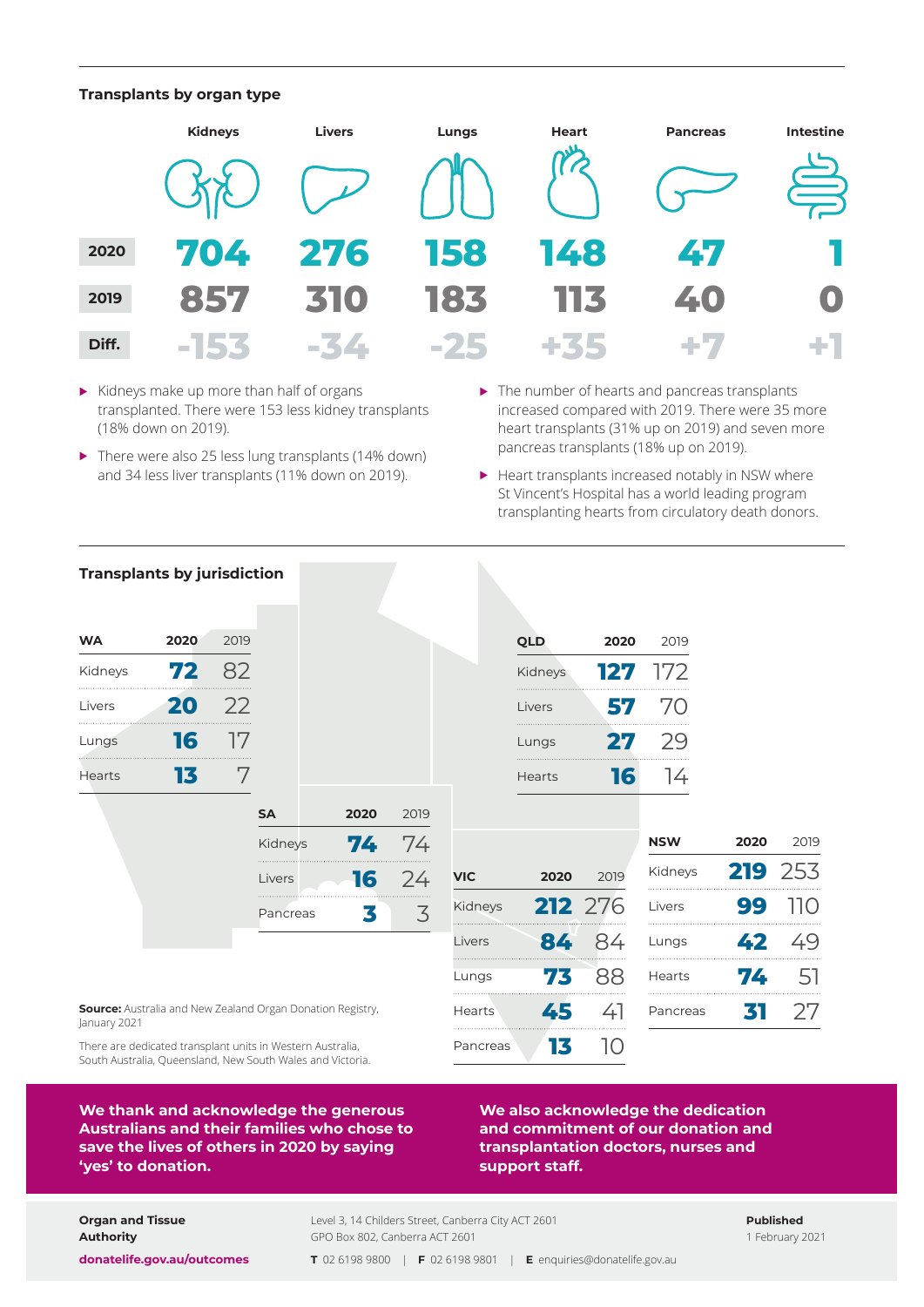## Transplants by organ type

| | Kidneys | Livers | Lungs | Heart | Pancreas | Intestine |
|---|---|---|---|---|---|---|
| 2020 | 704 | 276 | 158 | 148 | 47 | 1 |
| 2019 | 857 | 310 | 183 | 113 | 40 | 0 |
| Diff. | -153 | -34 | -25 | +35 | +7 | +1 |

- Kidneys make up more than half of organs transplanted. There were 153 less kidney transplants (18% down on 2019).
- There were also 25 less lung transplants (14% down) and 34 less liver transplants (11% down on 2019).
- The number of hearts and pancreas transplants increased compared with 2019. There were 35 more heart transplants (31% up on 2019) and seven more pancreas transplants (18% up on 2019).
- Heart transplants increased notably in NSW where St Vincent's Hospital has a world leading program transplanting hearts from circulatory death donors.

## Transplants by jurisdiction

| WA | 2020 | 2019 |
|---|---|---|
| Kidneys | 72 | 82 |
| Livers | 20 | 22 |
| Lungs | 16 | 17 |
| Hearts | 13 | 7 |

| QLD | 2020 | 2019 |
|---|---|---|
| Kidneys | 127 | 172 |
| Livers | 57 | 70 |
| Lungs | 27 | 29 |
| Hearts | 16 | 14 |

| SA | 2020 | 2019 |
|---|---|---|
| Kidneys | 74 | 74 |
| Livers | 16 | 24 |
| Pancreas | 3 | 3 |

| NSW | 2020 | 2019 |
|---|---|---|
| Kidneys | 219 | 253 |
| Livers | 99 | 110 |
| Lungs | 42 | 49 |
| Hearts | 74 | 51 |
| Pancreas | 31 | 27 |

| VIC | 2020 | 2019 |
|---|---|---|
| Kidneys | 212 | 276 |
| Livers | 84 | 84 |
| Lungs | 73 | 88 |
| Hearts | 45 | 41 |
| Pancreas | 13 | 10 |

**Source:** Australia and New Zealand Organ Donation Registry, January 2021

There are dedicated transplant units in Western Australia, South Australia, Queensland, New South Wales and Victoria.

**We thank and acknowledge the generous Australians and their families who chose to save the lives of others in 2020 by saying 'yes' to donation.**

**We also acknowledge the dedication and commitment of our donation and transplantation doctors, nurses and support staff.**

**Organ and Tissue Authority**

**donatelife.gov.au/outcomes**

Level 3, 14 Childers Street, Canberra City ACT 2601
GPO Box 802, Canberra ACT 2601

**T** 02 6198 9800 | **F** 02 6198 9801 | **E** enquiries@donatelife.gov.au

**Published**
1 February 2021